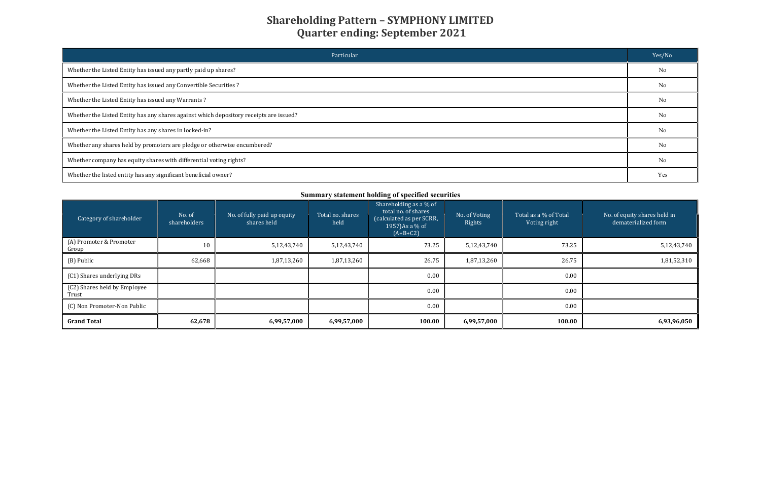# Shareholding Pattern – SYMPHONY LIMITED
## Quarter ending: September 2021

| Particular | Yes/No |
|---|---|
| Whether the Listed Entity has issued any partly paid up shares? | No |
| Whether the Listed Entity has issued any Convertible Securities ? | No |
| Whether the Listed Entity has issued any Warrants ? | No |
| Whether the Listed Entity has any shares against which depository receipts are issued? | No |
| Whether the Listed Entity has any shares in locked-in? | No |
| Whether any shares held by promoters are pledge or otherwise encumbered? | No |
| Whether company has equity shares with differential voting rights? | No |
| Whether the listed entity has any significant beneficial owner? | Yes |

**Summary statement holding of specified securities**

| Category of shareholder | No. of shareholders | No. of fully paid up equity shares held | Total no. shares held | Shareholding as a % of total no. of shares (calculated as per SCRR, 1957)As a % of (A+B+C2) | No. of Voting Rights | Total as a % of Total Voting right | No. of equity shares held in dematerialized form |
|---|---|---|---|---|---|---|---|
| (A) Promoter & Promoter Group | 10 | 5,12,43,740 | 5,12,43,740 | 73.25 | 5,12,43,740 | 73.25 | 5,12,43,740 |
| (B) Public | 62,668 | 1,87,13,260 | 1,87,13,260 | 26.75 | 1,87,13,260 | 26.75 | 1,81,52,310 |
| (C1) Shares underlying DRs | | | | 0.00 | | 0.00 | |
| (C2) Shares held by Employee Trust | | | | 0.00 | | 0.00 | |
| (C) Non Promoter-Non Public | | | | 0.00 | | 0.00 | |
| **Grand Total** | **62,678** | **6,99,57,000** | **6,99,57,000** | **100.00** | **6,99,57,000** | **100.00** | **6,93,96,050** |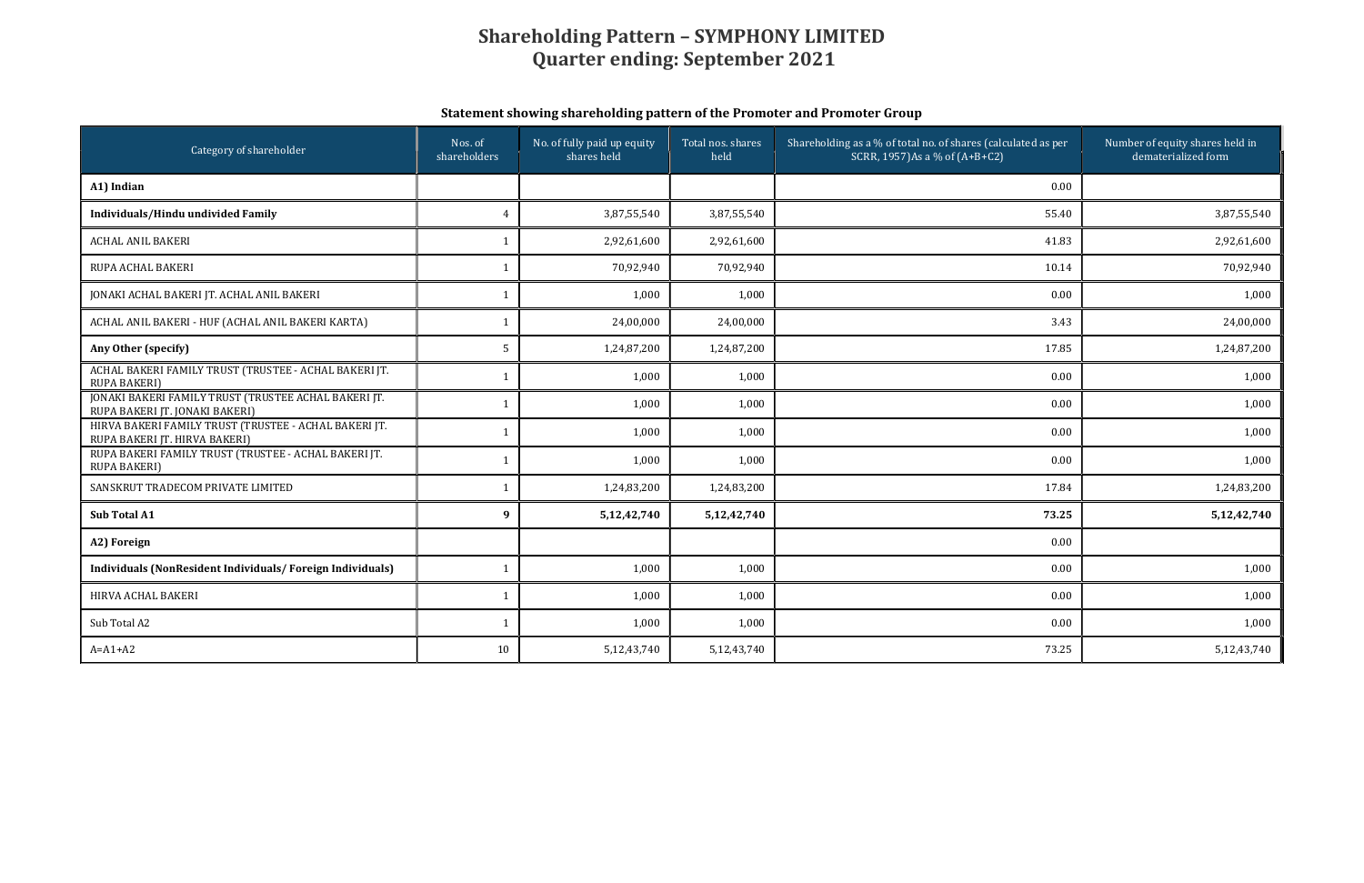# Shareholding Pattern – SYMPHONY LIMITED
# Quarter ending: September 2021

### Statement showing shareholding pattern of the Promoter and Promoter Group

| Category of shareholder | Nos. of shareholders | No. of fully paid up equity shares held | Total nos. shares held | Shareholding as a % of total no. of shares (calculated as per SCRR, 1957)As a % of (A+B+C2) | Number of equity shares held in dematerialized form |
|---|---|---|---|---|---|
| **A1) Indian** | | | | 0.00 | |
| **Individuals/Hindu undivided Family** | 4 | 3,87,55,540 | 3,87,55,540 | 55.40 | 3,87,55,540 |
| ACHAL ANIL BAKERI | 1 | 2,92,61,600 | 2,92,61,600 | 41.83 | 2,92,61,600 |
| RUPA ACHAL BAKERI | 1 | 70,92,940 | 70,92,940 | 10.14 | 70,92,940 |
| JONAKI ACHAL BAKERI JT. ACHAL ANIL BAKERI | 1 | 1,000 | 1,000 | 0.00 | 1,000 |
| ACHAL ANIL BAKERI - HUF (ACHAL ANIL BAKERI KARTA) | 1 | 24,00,000 | 24,00,000 | 3.43 | 24,00,000 |
| **Any Other (specify)** | 5 | 1,24,87,200 | 1,24,87,200 | 17.85 | 1,24,87,200 |
| ACHAL BAKERI FAMILY TRUST (TRUSTEE - ACHAL BAKERI JT. RUPA BAKERI) | 1 | 1,000 | 1,000 | 0.00 | 1,000 |
| JONAKI BAKERI FAMILY TRUST (TRUSTEE ACHAL BAKERI JT. RUPA BAKERI JT. JONAKI BAKERI) | 1 | 1,000 | 1,000 | 0.00 | 1,000 |
| HIRVA BAKERI FAMILY TRUST (TRUSTEE - ACHAL BAKERI JT. RUPA BAKERI JT. HIRVA BAKERI) | 1 | 1,000 | 1,000 | 0.00 | 1,000 |
| RUPA BAKERI FAMILY TRUST (TRUSTEE - ACHAL BAKERI JT. RUPA BAKERI) | 1 | 1,000 | 1,000 | 0.00 | 1,000 |
| SANSKRUT TRADECOM PRIVATE LIMITED | 1 | 1,24,83,200 | 1,24,83,200 | 17.84 | 1,24,83,200 |
| **Sub Total A1** | **9** | **5,12,42,740** | **5,12,42,740** | **73.25** | **5,12,42,740** |
| **A2) Foreign** | | | | 0.00 | |
| **Individuals (NonResident Individuals/ Foreign Individuals)** | 1 | 1,000 | 1,000 | 0.00 | 1,000 |
| HIRVA ACHAL BAKERI | 1 | 1,000 | 1,000 | 0.00 | 1,000 |
| Sub Total A2 | 1 | 1,000 | 1,000 | 0.00 | 1,000 |
| A=A1+A2 | 10 | 5,12,43,740 | 5,12,43,740 | 73.25 | 5,12,43,740 |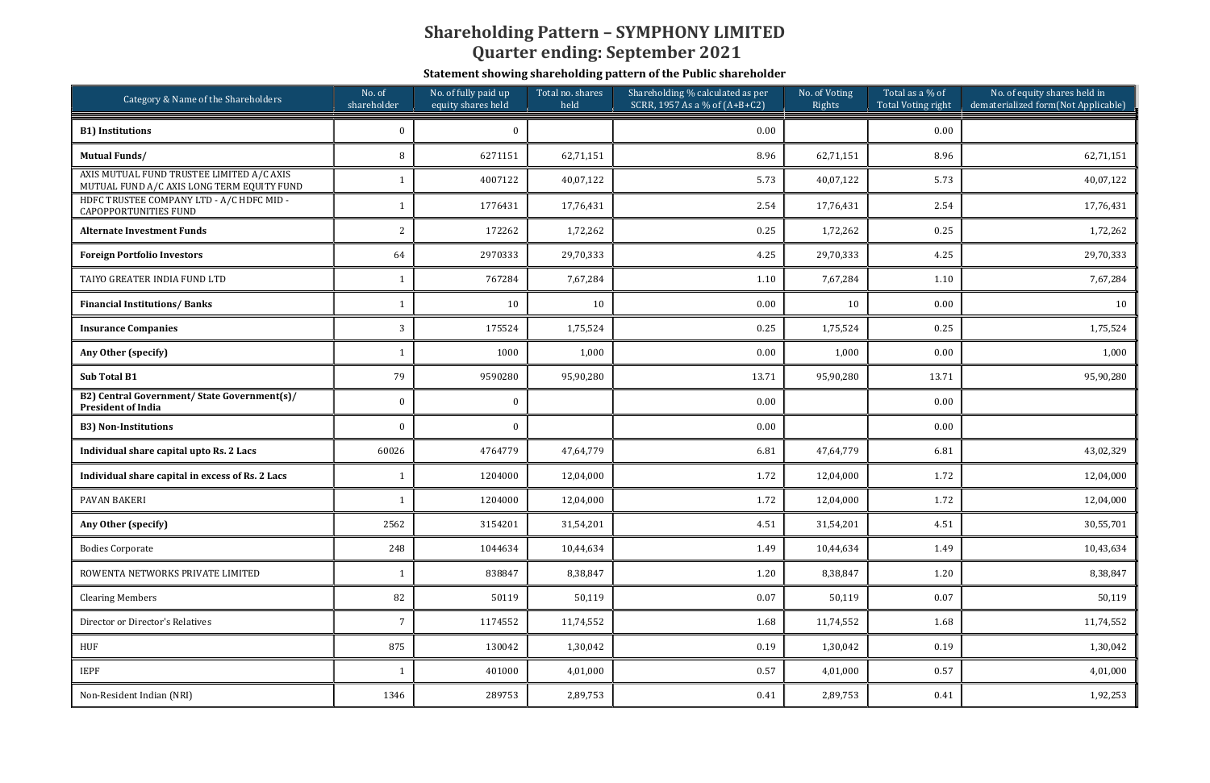# Shareholding Pattern – SYMPHONY LIMITED

## Quarter ending: September 2021

### Statement showing shareholding pattern of the Public shareholder

| Category & Name of the Shareholders | No. of shareholder | No. of fully paid up equity shares held | Total no. shares held | Shareholding % calculated as per SCRR, 1957 As a % of (A+B+C2) | No. of Voting Rights | Total as a % of Total Voting right | No. of equity shares held in dematerialized form(Not Applicable) |
|---|---|---|---|---|---|---|---|
| **B1) Institutions** | 0 | 0 | | 0.00 | | 0.00 | |
| **Mutual Funds/** | 8 | 6271151 | 62,71,151 | 8.96 | 62,71,151 | 8.96 | 62,71,151 |
| AXIS MUTUAL FUND TRUSTEE LIMITED A/C AXIS MUTUAL FUND A/C AXIS LONG TERM EQUITY FUND | 1 | 4007122 | 40,07,122 | 5.73 | 40,07,122 | 5.73 | 40,07,122 |
| HDFC TRUSTEE COMPANY LTD - A/C HDFC MID - CAPOPPORTUNITIES FUND | 1 | 1776431 | 17,76,431 | 2.54 | 17,76,431 | 2.54 | 17,76,431 |
| **Alternate Investment Funds** | 2 | 172262 | 1,72,262 | 0.25 | 1,72,262 | 0.25 | 1,72,262 |
| **Foreign Portfolio Investors** | 64 | 2970333 | 29,70,333 | 4.25 | 29,70,333 | 4.25 | 29,70,333 |
| TAIYO GREATER INDIA FUND LTD | 1 | 767284 | 7,67,284 | 1.10 | 7,67,284 | 1.10 | 7,67,284 |
| **Financial Institutions/ Banks** | 1 | 10 | 10 | 0.00 | 10 | 0.00 | 10 |
| **Insurance Companies** | 3 | 175524 | 1,75,524 | 0.25 | 1,75,524 | 0.25 | 1,75,524 |
| **Any Other (specify)** | 1 | 1000 | 1,000 | 0.00 | 1,000 | 0.00 | 1,000 |
| **Sub Total B1** | 79 | 9590280 | 95,90,280 | 13.71 | 95,90,280 | 13.71 | 95,90,280 |
| **B2) Central Government/ State Government(s)/ President of India** | 0 | 0 | | 0.00 | | 0.00 | |
| **B3) Non-Institutions** | 0 | 0 | | 0.00 | | 0.00 | |
| **Individual share capital upto Rs. 2 Lacs** | 60026 | 4764779 | 47,64,779 | 6.81 | 47,64,779 | 6.81 | 43,02,329 |
| **Individual share capital in excess of Rs. 2 Lacs** | 1 | 1204000 | 12,04,000 | 1.72 | 12,04,000 | 1.72 | 12,04,000 |
| PAVAN BAKERI | 1 | 1204000 | 12,04,000 | 1.72 | 12,04,000 | 1.72 | 12,04,000 |
| **Any Other (specify)** | 2562 | 3154201 | 31,54,201 | 4.51 | 31,54,201 | 4.51 | 30,55,701 |
| Bodies Corporate | 248 | 1044634 | 10,44,634 | 1.49 | 10,44,634 | 1.49 | 10,43,634 |
| ROWENTA NETWORKS PRIVATE LIMITED | 1 | 838847 | 8,38,847 | 1.20 | 8,38,847 | 1.20 | 8,38,847 |
| Clearing Members | 82 | 50119 | 50,119 | 0.07 | 50,119 | 0.07 | 50,119 |
| Director or Director's Relatives | 7 | 1174552 | 11,74,552 | 1.68 | 11,74,552 | 1.68 | 11,74,552 |
| HUF | 875 | 130042 | 1,30,042 | 0.19 | 1,30,042 | 0.19 | 1,30,042 |
| IEPF | 1 | 401000 | 4,01,000 | 0.57 | 4,01,000 | 0.57 | 4,01,000 |
| Non-Resident Indian (NRI) | 1346 | 289753 | 2,89,753 | 0.41 | 2,89,753 | 0.41 | 1,92,253 |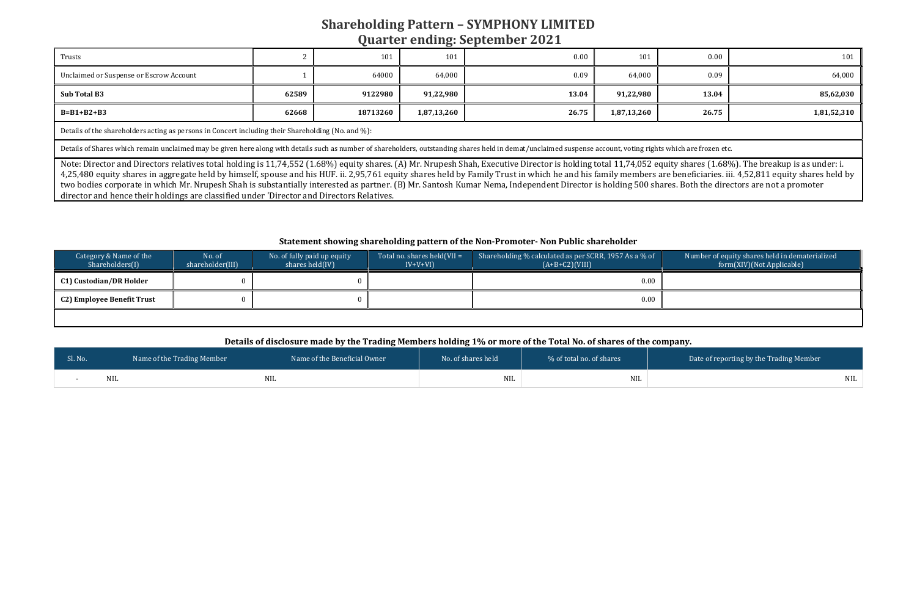# Shareholding Pattern – SYMPHONY LIMITED

## Quarter ending: September 2021

| | | | | | | | |
|---|---|---|---|---|---|---|---|
| Trusts | 2 | 101 | 101 | 0.00 | 101 | 0.00 | 101 |
| Unclaimed or Suspense or Escrow Account | 1 | 64000 | 64,000 | 0.09 | 64,000 | 0.09 | 64,000 |
| **Sub Total B3** | **62589** | **9122980** | **91,22,980** | **13.04** | **91,22,980** | **13.04** | **85,62,030** |
| **B=B1+B2+B3** | **62668** | **18713260** | **1,87,13,260** | **26.75** | **1,87,13,260** | **26.75** | **1,81,52,310** |

Details of the shareholders acting as persons in Concert including their Shareholding (No. and %):

Details of Shares which remain unclaimed may be given here along with details such as number of shareholders, outstanding shares held in demat/unclaimed suspense account, voting rights which are frozen etc.

Note: Director and Directors relatives total holding is 11,74,552 (1.68%) equity shares. (A) Mr. Nrupesh Shah, Executive Director is holding total 11,74,052 equity shares (1.68%). The breakup is as under: i. 4,25,480 equity shares in aggregate held by himself, spouse and his HUF. ii. 2,95,761 equity shares held by Family Trust in which he and his family members are beneficiaries. iii. 4,52,811 equity shares held by two bodies corporate in which Mr. Nrupesh Shah is substantially interested as partner. (B) Mr. Santosh Kumar Nema, Independent Director is holding 500 shares. Both the directors are not a promoter director and hence their holdings are classified under 'Director and Directors Relatives.

### Statement showing shareholding pattern of the Non-Promoter- Non Public shareholder

| Category & Name of the Shareholders(I) | No. of shareholder(III) | No. of fully paid up equity shares held(IV) | Total no. shares held(VII = IV+V+VI) | Shareholding % calculated as per SCRR, 1957 As a % of (A+B+C2)(VIII) | Number of equity shares held in dematerialized form(XIV)(Not Applicable) |
|---|---|---|---|---|---|
| **C1) Custodian/DR Holder** | 0 | 0 | | 0.00 | |
| **C2) Employee Benefit Trust** | 0 | 0 | | 0.00 | |

### Details of disclosure made by the Trading Members holding 1% or more of the Total No. of shares of the company.

| Sl. No. | Name of the Trading Member | Name of the Beneficial Owner | No. of shares held | % of total no. of shares | Date of reporting by the Trading Member |
|---|---|---|---|---|---|
| - | NIL | NIL | NIL | NIL | NIL |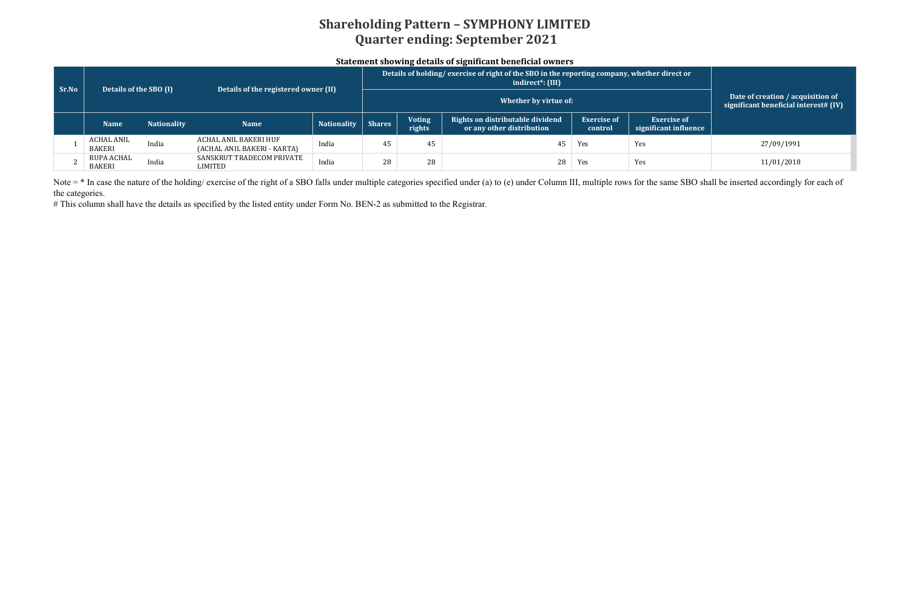# Shareholding Pattern – SYMPHONY LIMITED
## Quarter ending: September 2021

**Statement showing details of significant beneficial owners**

| Sr.No | Details of the SBO (I) | | Details of the registered owner (II) | | Details of holding/ exercise of right of the SBO in the reporting company, whether direct or indirect*: (III) | | | | | Date of creation / acquisition of significant beneficial interest# (IV) |
|---|---|---|---|---|---|---|---|---|---|---|
| | | | | | Whether by virtue of: | | | | | |
| | Name | Nationality | Name | Nationality | Shares | Voting rights | Rights on distributable dividend or any other distribution | Exercise of control | Exercise of significant influence | |
| 1 | ACHAL ANIL BAKERI | India | ACHAL ANIL BAKERI HUF (ACHAL ANIL BAKERI - KARTA) | India | 45 | 45 | 45 | Yes | Yes | 27/09/1991 |
| 2 | RUPA ACHAL BAKERI | India | SANSKRUT TRADECOM PRIVATE LIMITED | India | 28 | 28 | 28 | Yes | Yes | 11/01/2018 |

Note = * In case the nature of the holding/ exercise of the right of a SBO falls under multiple categories specified under (a) to (e) under Column III, multiple rows for the same SBO shall be inserted accordingly for each of the categories.

# This column shall have the details as specified by the listed entity under Form No. BEN-2 as submitted to the Registrar.